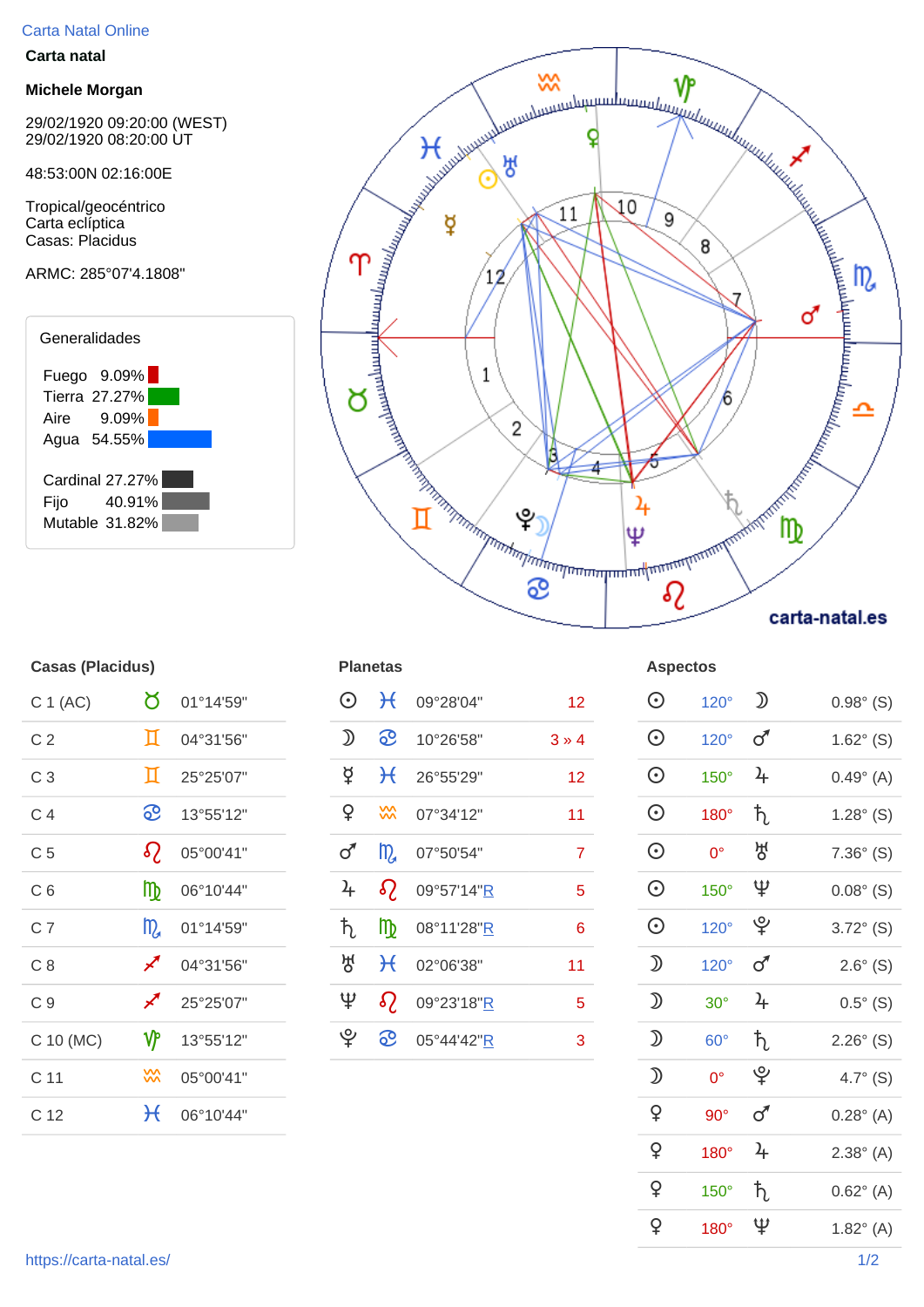Carta Natal Online

**Carta natal**

**Michele Morgan**

29/02/1920 09:20:00 (WEST)
29/02/1920 08:20:00 UT

48:53:00N 02:16:00E

Tropical/geocéntrico
Carta eclíptica
Casas: Placidus

ARMC: 285°07'4.1808"

### Generalidades

| | |
|---|---|
| Fuego | 9.09% |
| Tierra | 27.27% |
| Aire | 9.09% |
| Agua | 54.55% |

| | |
|---|---|
| Cardinal | 27.27% |
| Fijo | 40.91% |
| Mutable | 31.82% |

carta-natal.es

### Casas (Placidus)

| Casa | Signo | Grado |
|---|---|---|
| C 1 (AC) | ♉ | 01°14'59" |
| C 2 | ♊ | 04°31'56" |
| C 3 | ♊ | 25°25'07" |
| C 4 | ♋ | 13°55'12" |
| C 5 | ♌ | 05°00'41" |
| C 6 | ♍ | 06°10'44" |
| C 7 | ♏ | 01°14'59" |
| C 8 | ♐ | 04°31'56" |
| C 9 | ♐ | 25°25'07" |
| C 10 (MC) | ♑ | 13°55'12" |
| C 11 | ♒ | 05°00'41" |
| C 12 | ♓ | 06°10'44" |

### Planetas

| Planeta | Signo | Grado | Casa |
|---|---|---|---|
| ☉ | ♓ | 09°28'04" | 12 |
| ☽ | ♋ | 10°26'58" | 3 » 4 |
| ☿ | ♓ | 26°55'29" | 12 |
| ♀ | ♒ | 07°34'12" | 11 |
| ♂ | ♏ | 07°50'54" | 7 |
| ♃ | ♌ | 09°57'14"R | 5 |
| ♄ | ♍ | 08°11'28"R | 6 |
| ♅ | ♓ | 02°06'38" | 11 |
| ♆ | ♌ | 09°23'18"R | 5 |
| ♇ | ♋ | 05°44'42"R | 3 |

### Aspectos

| | Aspecto | | Orbe |
|---|---|---|---|
| ☉ | 120° | ☽ | 0.98° (S) |
| ☉ | 120° | ♂ | 1.62° (S) |
| ☉ | 150° | ♃ | 0.49° (A) |
| ☉ | 180° | ♄ | 1.28° (S) |
| ☉ | 0° | ♅ | 7.36° (S) |
| ☉ | 150° | ♆ | 0.08° (S) |
| ☉ | 120° | ♇ | 3.72° (S) |
| ☽ | 120° | ♂ | 2.6° (S) |
| ☽ | 30° | ♃ | 0.5° (S) |
| ☽ | 60° | ♄ | 2.26° (S) |
| ☽ | 0° | ♇ | 4.7° (S) |
| ♀ | 90° | ♂ | 0.28° (A) |
| ♀ | 180° | ♃ | 2.38° (A) |
| ♀ | 150° | ♄ | 0.62° (A) |
| ♀ | 180° | ♆ | 1.82° (A) |

https://carta-natal.es/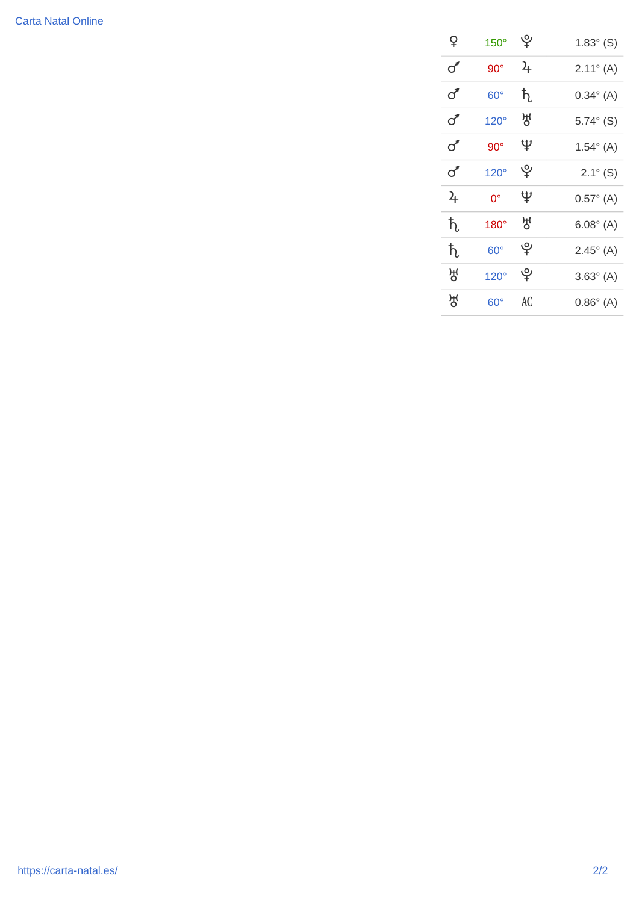| | | | |
|---|---|---|---|
| ♀ | 150° | ♇ | 1.83° (S) |
| ♂ | 90° | ♃ | 2.11° (A) |
| ♂ | 60° | ♄ | 0.34° (A) |
| ♂ | 120° | ♅ | 5.74° (S) |
| ♂ | 90° | ♆ | 1.54° (A) |
| ♂ | 120° | ♇ | 2.1° (S) |
| ♃ | 0° | ♆ | 0.57° (A) |
| ♄ | 180° | ♅ | 6.08° (A) |
| ♄ | 60° | ♇ | 2.45° (A) |
| ♅ | 120° | ♇ | 3.63° (A) |
| ♅ | 60° | AC | 0.86° (A) |